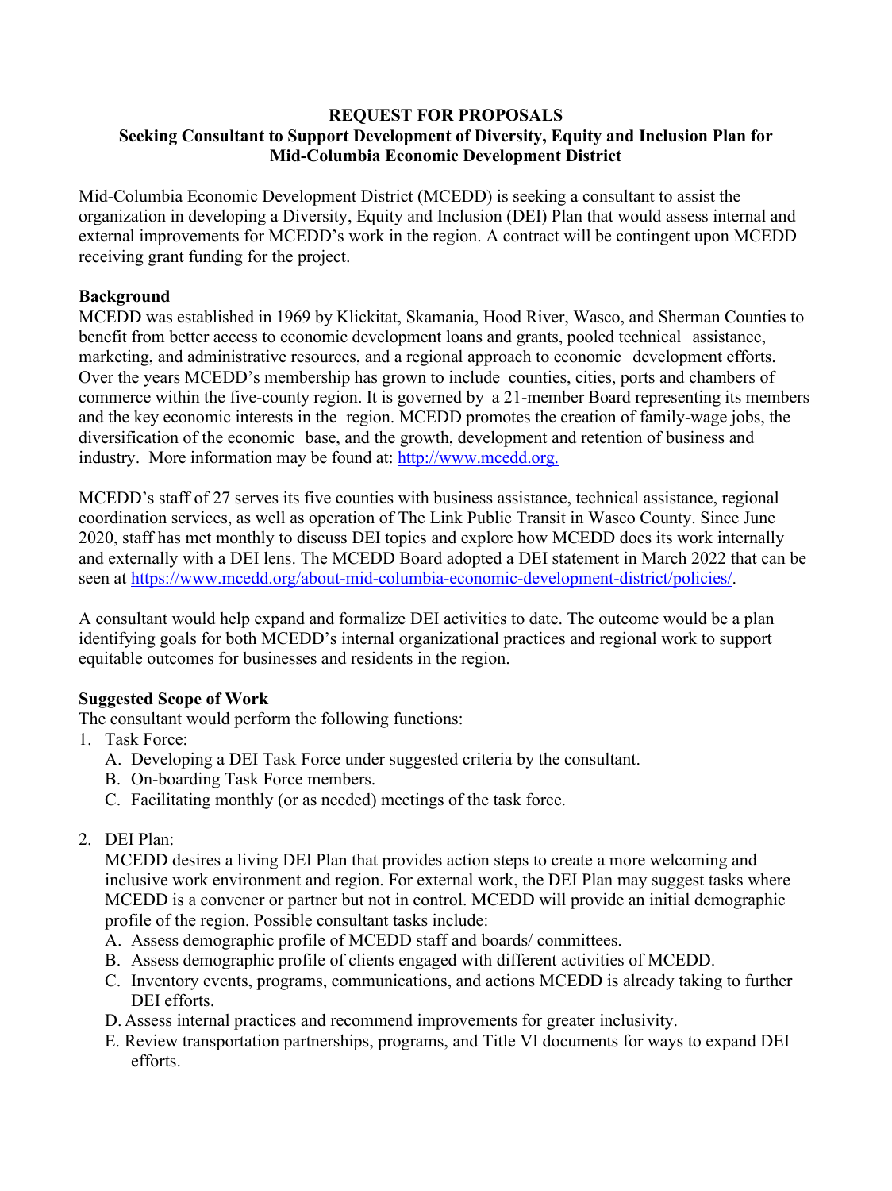**REQUEST FOR PROPOSALS**
**Seeking Consultant to Support Development of Diversity, Equity and Inclusion Plan for Mid-Columbia Economic Development District**

Mid-Columbia Economic Development District (MCEDD) is seeking a consultant to assist the organization in developing a Diversity, Equity and Inclusion (DEI) Plan that would assess internal and external improvements for MCEDD's work in the region. A contract will be contingent upon MCEDD receiving grant funding for the project.

**Background**

MCEDD was established in 1969 by Klickitat, Skamania, Hood River, Wasco, and Sherman Counties to benefit from better access to economic development loans and grants, pooled technical assistance, marketing, and administrative resources, and a regional approach to economic development efforts. Over the years MCEDD's membership has grown to include counties, cities, ports and chambers of commerce within the five-county region. It is governed by a 21-member Board representing its members and the key economic interests in the region. MCEDD promotes the creation of family-wage jobs, the diversification of the economic base, and the growth, development and retention of business and industry. More information may be found at: [http://www.mcedd.org.](http://www.mcedd.org)

MCEDD's staff of 27 serves its five counties with business assistance, technical assistance, regional coordination services, as well as operation of The Link Public Transit in Wasco County. Since June 2020, staff has met monthly to discuss DEI topics and explore how MCEDD does its work internally and externally with a DEI lens. The MCEDD Board adopted a DEI statement in March 2022 that can be seen at [https://www.mcedd.org/about-mid-columbia-economic-development-district/policies/](https://www.mcedd.org/about-mid-columbia-economic-development-district/policies/).

A consultant would help expand and formalize DEI activities to date. The outcome would be a plan identifying goals for both MCEDD's internal organizational practices and regional work to support equitable outcomes for businesses and residents in the region.

**Suggested Scope of Work**

The consultant would perform the following functions:

1. Task Force:
   A. Developing a DEI Task Force under suggested criteria by the consultant.
   B. On-boarding Task Force members.
   C. Facilitating monthly (or as needed) meetings of the task force.

2. DEI Plan:
   MCEDD desires a living DEI Plan that provides action steps to create a more welcoming and inclusive work environment and region. For external work, the DEI Plan may suggest tasks where MCEDD is a convener or partner but not in control. MCEDD will provide an initial demographic profile of the region. Possible consultant tasks include:
   A. Assess demographic profile of MCEDD staff and boards/ committees.
   B. Assess demographic profile of clients engaged with different activities of MCEDD.
   C. Inventory events, programs, communications, and actions MCEDD is already taking to further DEI efforts.
   D. Assess internal practices and recommend improvements for greater inclusivity.
   E. Review transportation partnerships, programs, and Title VI documents for ways to expand DEI efforts.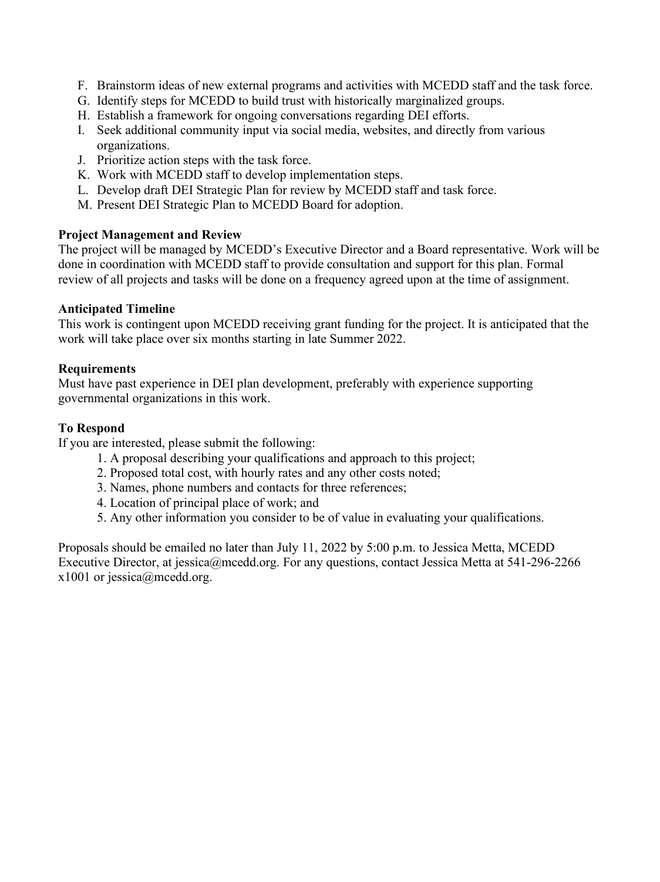F. Brainstorm ideas of new external programs and activities with MCEDD staff and the task force.
G. Identify steps for MCEDD to build trust with historically marginalized groups.
H. Establish a framework for ongoing conversations regarding DEI efforts.
I. Seek additional community input via social media, websites, and directly from various organizations.
J. Prioritize action steps with the task force.
K. Work with MCEDD staff to develop implementation steps.
L. Develop draft DEI Strategic Plan for review by MCEDD staff and task force.
M. Present DEI Strategic Plan to MCEDD Board for adoption.

**Project Management and Review**

The project will be managed by MCEDD's Executive Director and a Board representative. Work will be done in coordination with MCEDD staff to provide consultation and support for this plan. Formal review of all projects and tasks will be done on a frequency agreed upon at the time of assignment.

**Anticipated Timeline**

This work is contingent upon MCEDD receiving grant funding for the project. It is anticipated that the work will take place over six months starting in late Summer 2022.

**Requirements**

Must have past experience in DEI plan development, preferably with experience supporting governmental organizations in this work.

**To Respond**

If you are interested, please submit the following:

1. A proposal describing your qualifications and approach to this project;
2. Proposed total cost, with hourly rates and any other costs noted;
3. Names, phone numbers and contacts for three references;
4. Location of principal place of work; and
5. Any other information you consider to be of value in evaluating your qualifications.

Proposals should be emailed no later than July 11, 2022 by 5:00 p.m. to Jessica Metta, MCEDD Executive Director, at jessica@mcedd.org. For any questions, contact Jessica Metta at 541-296-2266 x1001 or jessica@mcedd.org.